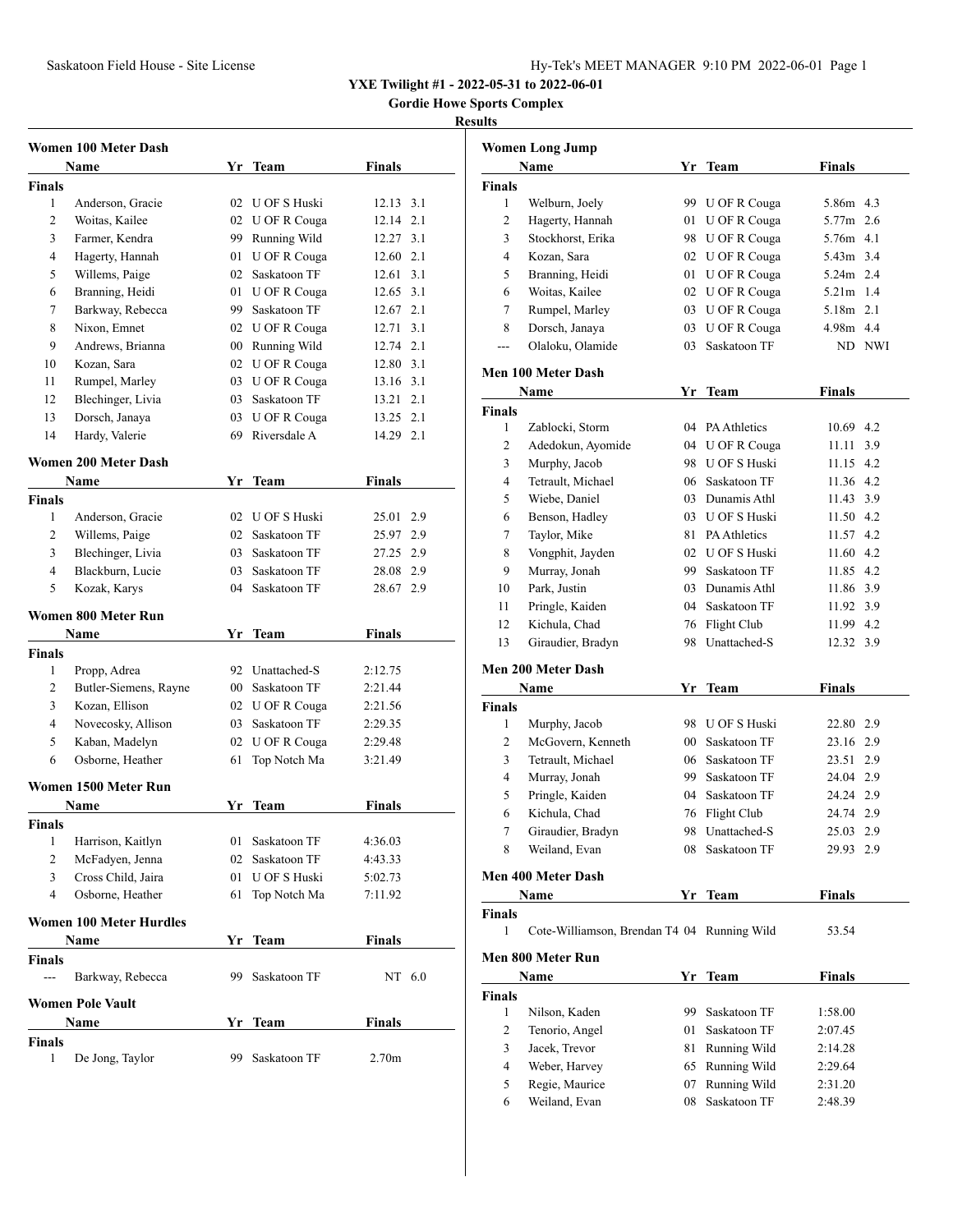**YXE Twilight #1 - 2022-05-31 to 2022-06-01**

**Gordie Howe Sports Complex**

**Results**

### Women 100 Meter Dash

| | Name | Yr | Team | Finals | Wind |
|---|---|---|---|---|---|
| **Finals** | | | | | |
| 1 | Anderson, Gracie | 02 | U OF S Huski | 12.13 | 3.1 |
| 2 | Woitas, Kailee | 02 | U OF R Couga | 12.14 | 2.1 |
| 3 | Farmer, Kendra | 99 | Running Wild | 12.27 | 3.1 |
| 4 | Hagerty, Hannah | 01 | U OF R Couga | 12.60 | 2.1 |
| 5 | Willems, Paige | 02 | Saskatoon TF | 12.61 | 3.1 |
| 6 | Branning, Heidi | 01 | U OF R Couga | 12.65 | 3.1 |
| 7 | Barkway, Rebecca | 99 | Saskatoon TF | 12.67 | 2.1 |
| 8 | Nixon, Emnet | 02 | U OF R Couga | 12.71 | 3.1 |
| 9 | Andrews, Brianna | 00 | Running Wild | 12.74 | 2.1 |
| 10 | Kozan, Sara | 02 | U OF R Couga | 12.80 | 3.1 |
| 11 | Rumpel, Marley | 03 | U OF R Couga | 13.16 | 3.1 |
| 12 | Blechinger, Livia | 03 | Saskatoon TF | 13.21 | 2.1 |
| 13 | Dorsch, Janaya | 03 | U OF R Couga | 13.25 | 2.1 |
| 14 | Hardy, Valerie | 69 | Riversdale A | 14.29 | 2.1 |

### Women 200 Meter Dash

| | Name | Yr | Team | Finals | Wind |
|---|---|---|---|---|---|
| **Finals** | | | | | |
| 1 | Anderson, Gracie | 02 | U OF S Huski | 25.01 | 2.9 |
| 2 | Willems, Paige | 02 | Saskatoon TF | 25.97 | 2.9 |
| 3 | Blechinger, Livia | 03 | Saskatoon TF | 27.25 | 2.9 |
| 4 | Blackburn, Lucie | 03 | Saskatoon TF | 28.08 | 2.9 |
| 5 | Kozak, Karys | 04 | Saskatoon TF | 28.67 | 2.9 |

### Women 800 Meter Run

| | Name | Yr | Team | Finals |
|---|---|---|---|---|
| **Finals** | | | | |
| 1 | Propp, Adrea | 92 | Unattached-S | 2:12.75 |
| 2 | Butler-Siemens, Rayne | 00 | Saskatoon TF | 2:21.44 |
| 3 | Kozan, Ellison | 02 | U OF R Couga | 2:21.56 |
| 4 | Novecosky, Allison | 03 | Saskatoon TF | 2:29.35 |
| 5 | Kaban, Madelyn | 02 | U OF R Couga | 2:29.48 |
| 6 | Osborne, Heather | 61 | Top Notch Ma | 3:21.49 |

### Women 1500 Meter Run

| | Name | Yr | Team | Finals |
|---|---|---|---|---|
| **Finals** | | | | |
| 1 | Harrison, Kaitlyn | 01 | Saskatoon TF | 4:36.03 |
| 2 | McFadyen, Jenna | 02 | Saskatoon TF | 4:43.33 |
| 3 | Cross Child, Jaira | 01 | U OF S Huski | 5:02.73 |
| 4 | Osborne, Heather | 61 | Top Notch Ma | 7:11.92 |

### Women 100 Meter Hurdles

| | Name | Yr | Team | Finals | Wind |
|---|---|---|---|---|---|
| **Finals** | | | | | |
| --- | Barkway, Rebecca | 99 | Saskatoon TF | NT | 6.0 |

### Women Pole Vault

| | Name | Yr | Team | Finals |
|---|---|---|---|---|
| **Finals** | | | | |
| 1 | De Jong, Taylor | 99 | Saskatoon TF | 2.70m |

### Women Long Jump

| | Name | Yr | Team | Finals | Wind |
|---|---|---|---|---|---|
| **Finals** | | | | | |
| 1 | Welburn, Joely | 99 | U OF R Couga | 5.86m | 4.3 |
| 2 | Hagerty, Hannah | 01 | U OF R Couga | 5.77m | 2.6 |
| 3 | Stockhorst, Erika | 98 | U OF R Couga | 5.76m | 4.1 |
| 4 | Kozan, Sara | 02 | U OF R Couga | 5.43m | 3.4 |
| 5 | Branning, Heidi | 01 | U OF R Couga | 5.24m | 2.4 |
| 6 | Woitas, Kailee | 02 | U OF R Couga | 5.21m | 1.4 |
| 7 | Rumpel, Marley | 03 | U OF R Couga | 5.18m | 2.1 |
| 8 | Dorsch, Janaya | 03 | U OF R Couga | 4.98m | 4.4 |
| --- | Olaloku, Olamide | 03 | Saskatoon TF | ND | NWI |

### Men 100 Meter Dash

| | Name | Yr | Team | Finals | Wind |
|---|---|---|---|---|---|
| **Finals** | | | | | |
| 1 | Zablocki, Storm | 04 | PA Athletics | 10.69 | 4.2 |
| 2 | Adedokun, Ayomide | 04 | U OF R Couga | 11.11 | 3.9 |
| 3 | Murphy, Jacob | 98 | U OF S Huski | 11.15 | 4.2 |
| 4 | Tetrault, Michael | 06 | Saskatoon TF | 11.36 | 4.2 |
| 5 | Wiebe, Daniel | 03 | Dunamis Athl | 11.43 | 3.9 |
| 6 | Benson, Hadley | 03 | U OF S Huski | 11.50 | 4.2 |
| 7 | Taylor, Mike | 81 | PA Athletics | 11.57 | 4.2 |
| 8 | Vongphit, Jayden | 02 | U OF S Huski | 11.60 | 4.2 |
| 9 | Murray, Jonah | 99 | Saskatoon TF | 11.85 | 4.2 |
| 10 | Park, Justin | 03 | Dunamis Athl | 11.86 | 3.9 |
| 11 | Pringle, Kaiden | 04 | Saskatoon TF | 11.92 | 3.9 |
| 12 | Kichula, Chad | 76 | Flight Club | 11.99 | 4.2 |
| 13 | Giraudier, Bradyn | 98 | Unattached-S | 12.32 | 3.9 |

### Men 200 Meter Dash

| | Name | Yr | Team | Finals | Wind |
|---|---|---|---|---|---|
| **Finals** | | | | | |
| 1 | Murphy, Jacob | 98 | U OF S Huski | 22.80 | 2.9 |
| 2 | McGovern, Kenneth | 00 | Saskatoon TF | 23.16 | 2.9 |
| 3 | Tetrault, Michael | 06 | Saskatoon TF | 23.51 | 2.9 |
| 4 | Murray, Jonah | 99 | Saskatoon TF | 24.04 | 2.9 |
| 5 | Pringle, Kaiden | 04 | Saskatoon TF | 24.24 | 2.9 |
| 6 | Kichula, Chad | 76 | Flight Club | 24.74 | 2.9 |
| 7 | Giraudier, Bradyn | 98 | Unattached-S | 25.03 | 2.9 |
| 8 | Weiland, Evan | 08 | Saskatoon TF | 29.93 | 2.9 |

### Men 400 Meter Dash

| | Name | Yr | Team | Finals |
|---|---|---|---|---|
| **Finals** | | | | |
| 1 | Cote-Williamson, Brendan T4 | 04 | Running Wild | 53.54 |

### Men 800 Meter Run

| | Name | Yr | Team | Finals |
|---|---|---|---|---|
| **Finals** | | | | |
| 1 | Nilson, Kaden | 99 | Saskatoon TF | 1:58.00 |
| 2 | Tenorio, Angel | 01 | Saskatoon TF | 2:07.45 |
| 3 | Jacek, Trevor | 81 | Running Wild | 2:14.28 |
| 4 | Weber, Harvey | 65 | Running Wild | 2:29.64 |
| 5 | Regie, Maurice | 07 | Running Wild | 2:31.20 |
| 6 | Weiland, Evan | 08 | Saskatoon TF | 2:48.39 |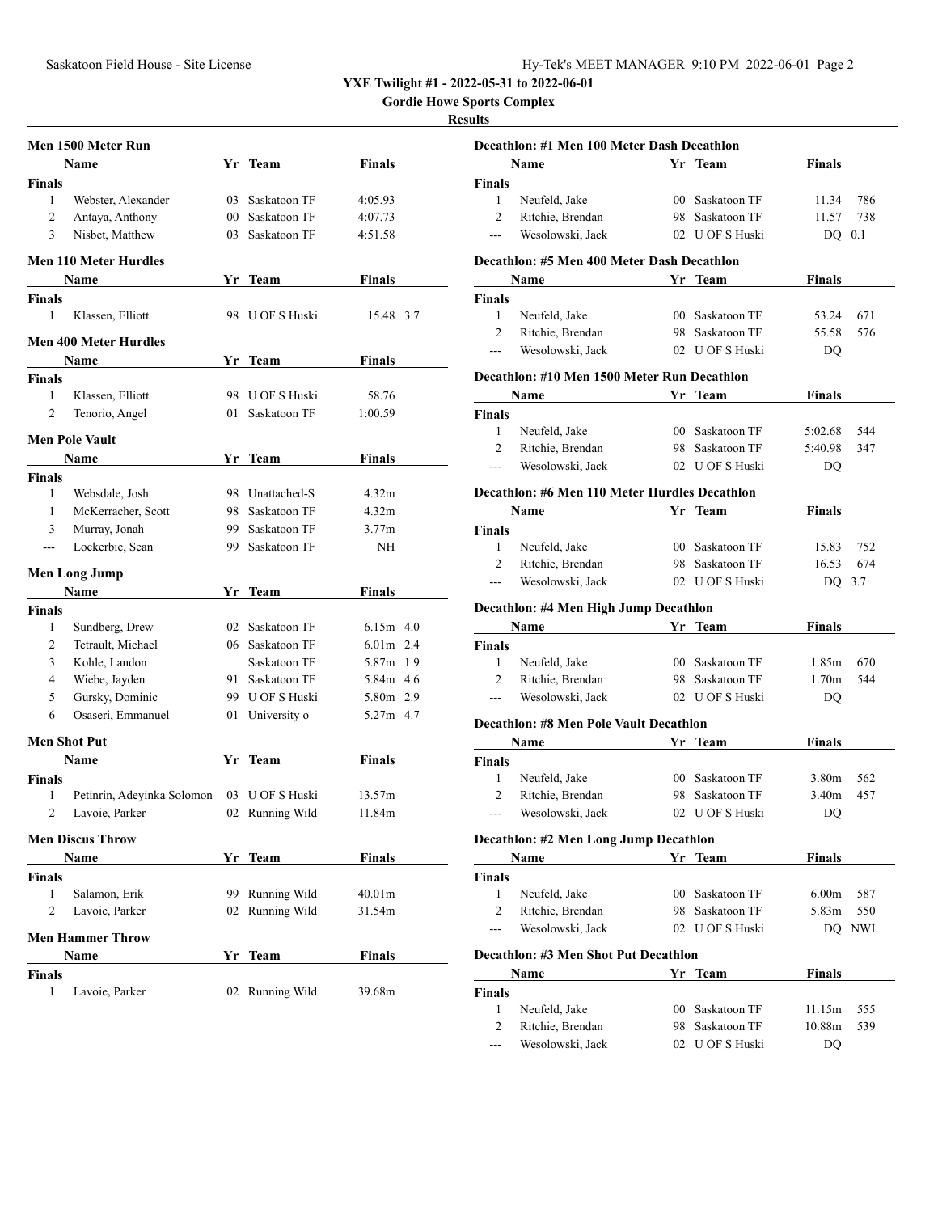# YXE Twilight #1 - 2022-05-31 to 2022-06-01

**Gordie Howe Sports Complex**

**Results**

### Men 1500 Meter Run

| | Name | Yr | Team | Finals |
|---|---|---|---|---|
| **Finals** | | | | |
| 1 | Webster, Alexander | 03 | Saskatoon TF | 4:05.93 |
| 2 | Antaya, Anthony | 00 | Saskatoon TF | 4:07.73 |
| 3 | Nisbet, Matthew | 03 | Saskatoon TF | 4:51.58 |

### Men 110 Meter Hurdles

| | Name | Yr | Team | Finals | |
|---|---|---|---|---|---|
| **Finals** | | | | | |
| 1 | Klassen, Elliott | 98 | U OF S Huski | 15.48 | 3.7 |

### Men 400 Meter Hurdles

| | Name | Yr | Team | Finals |
|---|---|---|---|---|
| **Finals** | | | | |
| 1 | Klassen, Elliott | 98 | U OF S Huski | 58.76 |
| 2 | Tenorio, Angel | 01 | Saskatoon TF | 1:00.59 |

### Men Pole Vault

| | Name | Yr | Team | Finals |
|---|---|---|---|---|
| **Finals** | | | | |
| 1 | Websdale, Josh | 98 | Unattached-S | 4.32m |
| 1 | McKerracher, Scott | 98 | Saskatoon TF | 4.32m |
| 3 | Murray, Jonah | 99 | Saskatoon TF | 3.77m |
| --- | Lockerbie, Sean | 99 | Saskatoon TF | NH |

### Men Long Jump

| | Name | Yr | Team | Finals | |
|---|---|---|---|---|---|
| **Finals** | | | | | |
| 1 | Sundberg, Drew | 02 | Saskatoon TF | 6.15m | 4.0 |
| 2 | Tetrault, Michael | 06 | Saskatoon TF | 6.01m | 2.4 |
| 3 | Kohle, Landon | | Saskatoon TF | 5.87m | 1.9 |
| 4 | Wiebe, Jayden | 91 | Saskatoon TF | 5.84m | 4.6 |
| 5 | Gursky, Dominic | 99 | U OF S Huski | 5.80m | 2.9 |
| 6 | Osaseri, Emmanuel | 01 | University o | 5.27m | 4.7 |

### Men Shot Put

| | Name | Yr | Team | Finals |
|---|---|---|---|---|
| **Finals** | | | | |
| 1 | Petinrin, Adeyinka Solomon | 03 | U OF S Huski | 13.57m |
| 2 | Lavoie, Parker | 02 | Running Wild | 11.84m |

### Men Discus Throw

| | Name | Yr | Team | Finals |
|---|---|---|---|---|
| **Finals** | | | | |
| 1 | Salamon, Erik | 99 | Running Wild | 40.01m |
| 2 | Lavoie, Parker | 02 | Running Wild | 31.54m |

### Men Hammer Throw

| | Name | Yr | Team | Finals |
|---|---|---|---|---|
| **Finals** | | | | |
| 1 | Lavoie, Parker | 02 | Running Wild | 39.68m |

### Decathlon: #1 Men 100 Meter Dash Decathlon

| | Name | Yr | Team | Finals | |
|---|---|---|---|---|---|
| **Finals** | | | | | |
| 1 | Neufeld, Jake | 00 | Saskatoon TF | 11.34 | 786 |
| 2 | Ritchie, Brendan | 98 | Saskatoon TF | 11.57 | 738 |
| --- | Wesolowski, Jack | 02 | U OF S Huski | DQ | 0.1 |

### Decathlon: #5 Men 400 Meter Dash Decathlon

| | Name | Yr | Team | Finals | |
|---|---|---|---|---|---|
| **Finals** | | | | | |
| 1 | Neufeld, Jake | 00 | Saskatoon TF | 53.24 | 671 |
| 2 | Ritchie, Brendan | 98 | Saskatoon TF | 55.58 | 576 |
| --- | Wesolowski, Jack | 02 | U OF S Huski | DQ | |

### Decathlon: #10 Men 1500 Meter Run Decathlon

| | Name | Yr | Team | Finals | |
|---|---|---|---|---|---|
| **Finals** | | | | | |
| 1 | Neufeld, Jake | 00 | Saskatoon TF | 5:02.68 | 544 |
| 2 | Ritchie, Brendan | 98 | Saskatoon TF | 5:40.98 | 347 |
| --- | Wesolowski, Jack | 02 | U OF S Huski | DQ | |

### Decathlon: #6 Men 110 Meter Hurdles Decathlon

| | Name | Yr | Team | Finals | |
|---|---|---|---|---|---|
| **Finals** | | | | | |
| 1 | Neufeld, Jake | 00 | Saskatoon TF | 15.83 | 752 |
| 2 | Ritchie, Brendan | 98 | Saskatoon TF | 16.53 | 674 |
| --- | Wesolowski, Jack | 02 | U OF S Huski | DQ | 3.7 |

### Decathlon: #4 Men High Jump Decathlon

| | Name | Yr | Team | Finals | |
|---|---|---|---|---|---|
| **Finals** | | | | | |
| 1 | Neufeld, Jake | 00 | Saskatoon TF | 1.85m | 670 |
| 2 | Ritchie, Brendan | 98 | Saskatoon TF | 1.70m | 544 |
| --- | Wesolowski, Jack | 02 | U OF S Huski | DQ | |

### Decathlon: #8 Men Pole Vault Decathlon

| | Name | Yr | Team | Finals | |
|---|---|---|---|---|---|
| **Finals** | | | | | |
| 1 | Neufeld, Jake | 00 | Saskatoon TF | 3.80m | 562 |
| 2 | Ritchie, Brendan | 98 | Saskatoon TF | 3.40m | 457 |
| --- | Wesolowski, Jack | 02 | U OF S Huski | DQ | |

### Decathlon: #2 Men Long Jump Decathlon

| | Name | Yr | Team | Finals | |
|---|---|---|---|---|---|
| **Finals** | | | | | |
| 1 | Neufeld, Jake | 00 | Saskatoon TF | 6.00m | 587 |
| 2 | Ritchie, Brendan | 98 | Saskatoon TF | 5.83m | 550 |
| --- | Wesolowski, Jack | 02 | U OF S Huski | DQ | NWI |

### Decathlon: #3 Men Shot Put Decathlon

| | Name | Yr | Team | Finals | |
|---|---|---|---|---|---|
| **Finals** | | | | | |
| 1 | Neufeld, Jake | 00 | Saskatoon TF | 11.15m | 555 |
| 2 | Ritchie, Brendan | 98 | Saskatoon TF | 10.88m | 539 |
| --- | Wesolowski, Jack | 02 | U OF S Huski | DQ | |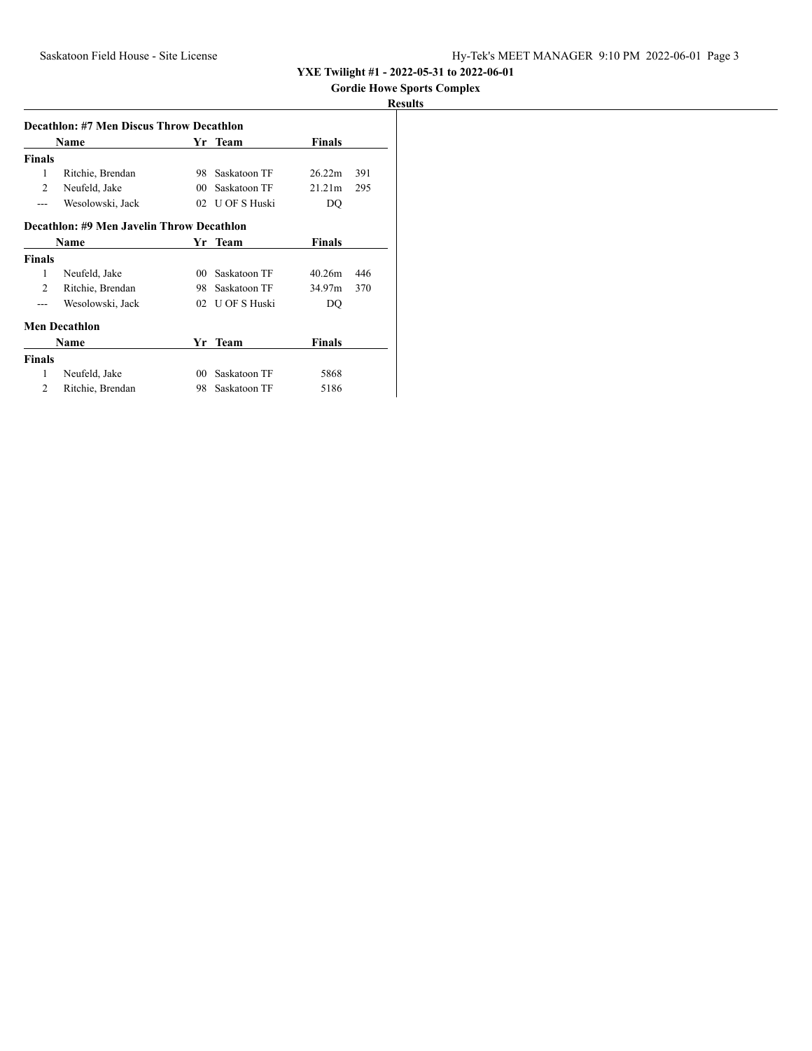YXE Twilight #1 - 2022-05-31 to 2022-06-01

Gordie Howe Sports Complex

Results

### Decathlon: #7 Men Discus Throw Decathlon

| | Name | Yr | Team | Finals | |
|---|---|---|---|---|---|
| **Finals** | | | | | |
| 1 | Ritchie, Brendan | 98 | Saskatoon TF | 26.22m | 391 |
| 2 | Neufeld, Jake | 00 | Saskatoon TF | 21.21m | 295 |
| --- | Wesolowski, Jack | 02 | U OF S Huski | DQ | |

### Decathlon: #9 Men Javelin Throw Decathlon

| | Name | Yr | Team | Finals | |
|---|---|---|---|---|---|
| **Finals** | | | | | |
| 1 | Neufeld, Jake | 00 | Saskatoon TF | 40.26m | 446 |
| 2 | Ritchie, Brendan | 98 | Saskatoon TF | 34.97m | 370 |
| --- | Wesolowski, Jack | 02 | U OF S Huski | DQ | |

### Men Decathlon

| | Name | Yr | Team | Finals |
|---|---|---|---|---|
| **Finals** | | | | |
| 1 | Neufeld, Jake | 00 | Saskatoon TF | 5868 |
| 2 | Ritchie, Brendan | 98 | Saskatoon TF | 5186 |